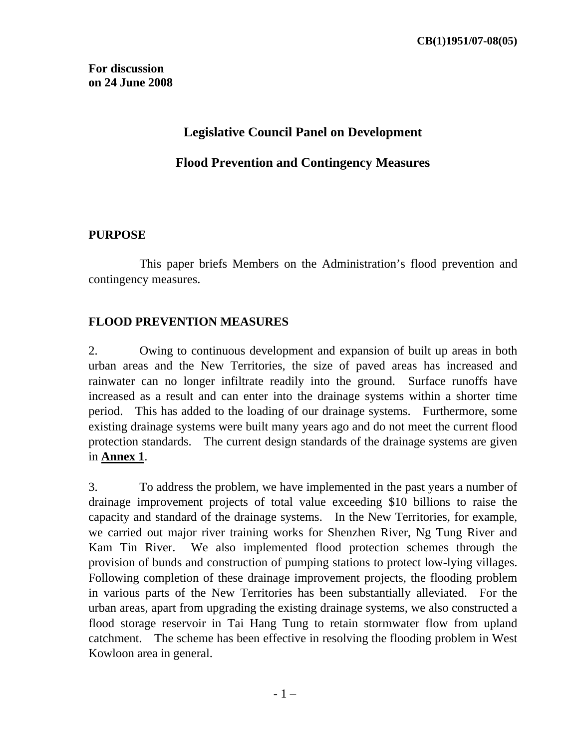CB(1)1951/07-08(05)

**For discussion on 24 June 2008**

# Legislative Council Panel on Development

# Flood Prevention and Contingency Measures

## PURPOSE

This paper briefs Members on the Administration's flood prevention and contingency measures.

## FLOOD PREVENTION MEASURES

2. Owing to continuous development and expansion of built up areas in both urban areas and the New Territories, the size of paved areas has increased and rainwater can no longer infiltrate readily into the ground. Surface runoffs have increased as a result and can enter into the drainage systems within a shorter time period. This has added to the loading of our drainage systems. Furthermore, some existing drainage systems were built many years ago and do not meet the current flood protection standards. The current design standards of the drainage systems are given in **Annex 1**.

3. To address the problem, we have implemented in the past years a number of drainage improvement projects of total value exceeding $10 billions to raise the capacity and standard of the drainage systems. In the New Territories, for example, we carried out major river training works for Shenzhen River, Ng Tung River and Kam Tin River. We also implemented flood protection schemes through the provision of bunds and construction of pumping stations to protect low-lying villages. Following completion of these drainage improvement projects, the flooding problem in various parts of the New Territories has been substantially alleviated. For the urban areas, apart from upgrading the existing drainage systems, we also constructed a flood storage reservoir in Tai Hang Tung to retain stormwater flow from upland catchment. The scheme has been effective in resolving the flooding problem in West Kowloon area in general.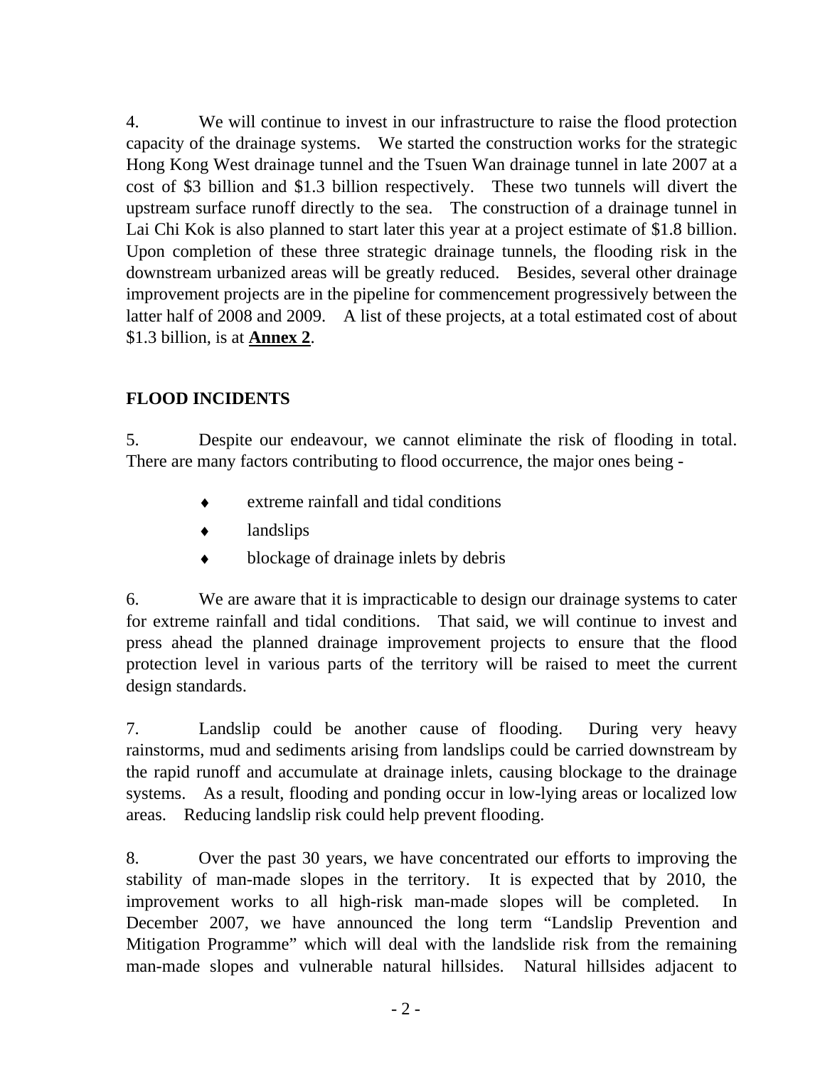4. We will continue to invest in our infrastructure to raise the flood protection capacity of the drainage systems. We started the construction works for the strategic Hong Kong West drainage tunnel and the Tsuen Wan drainage tunnel in late 2007 at a cost of $3 billion and $1.3 billion respectively. These two tunnels will divert the upstream surface runoff directly to the sea. The construction of a drainage tunnel in Lai Chi Kok is also planned to start later this year at a project estimate of $1.8 billion. Upon completion of these three strategic drainage tunnels, the flooding risk in the downstream urbanized areas will be greatly reduced. Besides, several other drainage improvement projects are in the pipeline for commencement progressively between the latter half of 2008 and 2009. A list of these projects, at a total estimated cost of about $1.3 billion, is at **Annex 2**.

## FLOOD INCIDENTS

5. Despite our endeavour, we cannot eliminate the risk of flooding in total. There are many factors contributing to flood occurrence, the major ones being -

- extreme rainfall and tidal conditions
- landslips
- blockage of drainage inlets by debris

6. We are aware that it is impracticable to design our drainage systems to cater for extreme rainfall and tidal conditions. That said, we will continue to invest and press ahead the planned drainage improvement projects to ensure that the flood protection level in various parts of the territory will be raised to meet the current design standards.

7. Landslip could be another cause of flooding. During very heavy rainstorms, mud and sediments arising from landslips could be carried downstream by the rapid runoff and accumulate at drainage inlets, causing blockage to the drainage systems. As a result, flooding and ponding occur in low-lying areas or localized low areas. Reducing landslip risk could help prevent flooding.

8. Over the past 30 years, we have concentrated our efforts to improving the stability of man-made slopes in the territory. It is expected that by 2010, the improvement works to all high-risk man-made slopes will be completed. In December 2007, we have announced the long term "Landslip Prevention and Mitigation Programme" which will deal with the landslide risk from the remaining man-made slopes and vulnerable natural hillsides. Natural hillsides adjacent to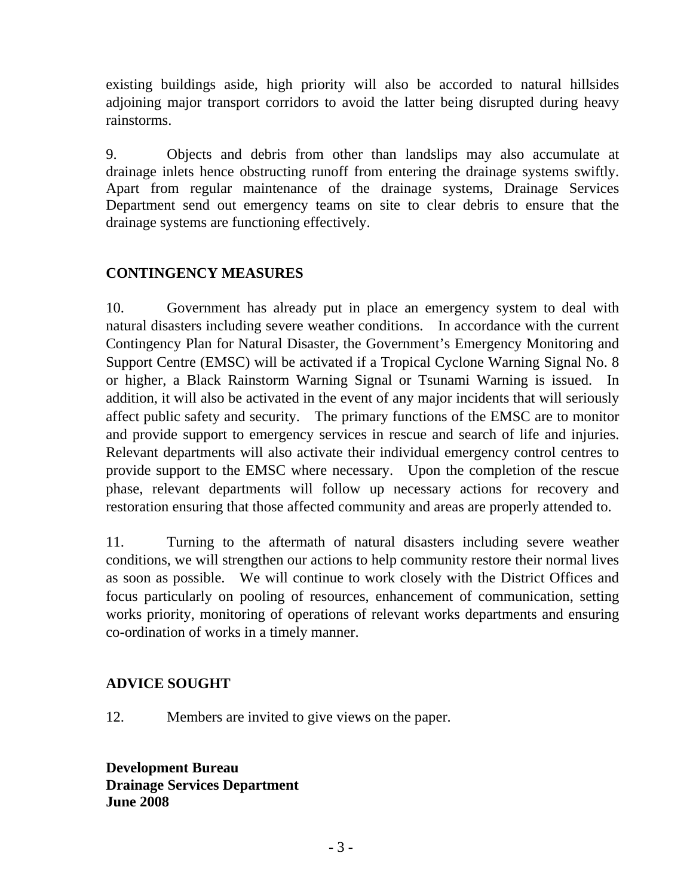existing buildings aside, high priority will also be accorded to natural hillsides adjoining major transport corridors to avoid the latter being disrupted during heavy rainstorms.

9. Objects and debris from other than landslips may also accumulate at drainage inlets hence obstructing runoff from entering the drainage systems swiftly. Apart from regular maintenance of the drainage systems, Drainage Services Department send out emergency teams on site to clear debris to ensure that the drainage systems are functioning effectively.

## CONTINGENCY MEASURES

10. Government has already put in place an emergency system to deal with natural disasters including severe weather conditions. In accordance with the current Contingency Plan for Natural Disaster, the Government's Emergency Monitoring and Support Centre (EMSC) will be activated if a Tropical Cyclone Warning Signal No. 8 or higher, a Black Rainstorm Warning Signal or Tsunami Warning is issued. In addition, it will also be activated in the event of any major incidents that will seriously affect public safety and security. The primary functions of the EMSC are to monitor and provide support to emergency services in rescue and search of life and injuries. Relevant departments will also activate their individual emergency control centres to provide support to the EMSC where necessary. Upon the completion of the rescue phase, relevant departments will follow up necessary actions for recovery and restoration ensuring that those affected community and areas are properly attended to.

11. Turning to the aftermath of natural disasters including severe weather conditions, we will strengthen our actions to help community restore their normal lives as soon as possible. We will continue to work closely with the District Offices and focus particularly on pooling of resources, enhancement of communication, setting works priority, monitoring of operations of relevant works departments and ensuring co-ordination of works in a timely manner.

## ADVICE SOUGHT

12. Members are invited to give views on the paper.

**Development Bureau**
**Drainage Services Department**
**June 2008**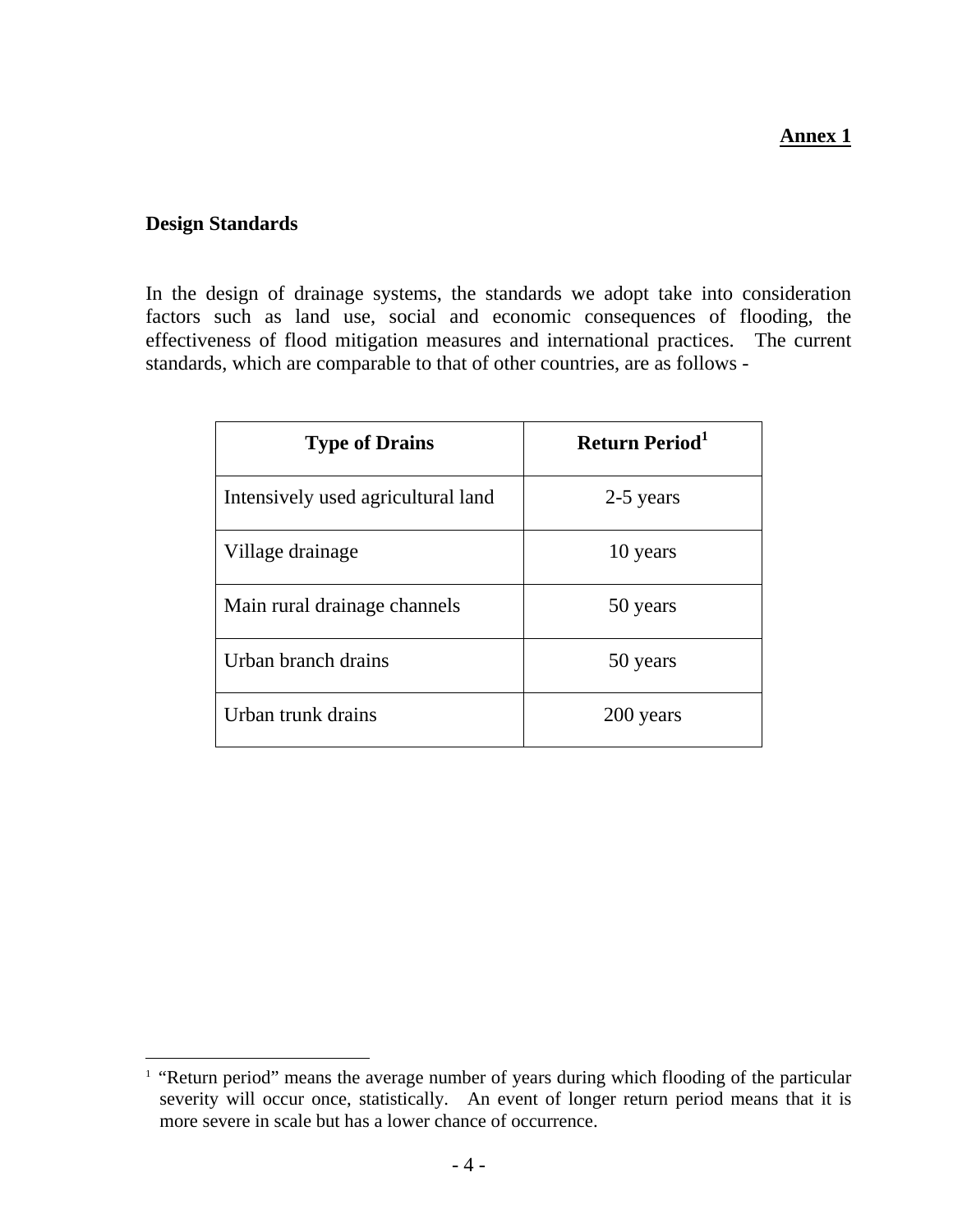**Annex 1**

## Design Standards

In the design of drainage systems, the standards we adopt take into consideration factors such as land use, social and economic consequences of flooding, the effectiveness of flood mitigation measures and international practices. The current standards, which are comparable to that of other countries, are as follows -

| Type of Drains | Return Period[1] |
|---|---|
| Intensively used agricultural land | 2-5 years |
| Village drainage | 10 years |
| Main rural drainage channels | 50 years |
| Urban branch drains | 50 years |
| Urban trunk drains | 200 years |

[1] "Return period" means the average number of years during which flooding of the particular severity will occur once, statistically. An event of longer return period means that it is more severe in scale but has a lower chance of occurrence.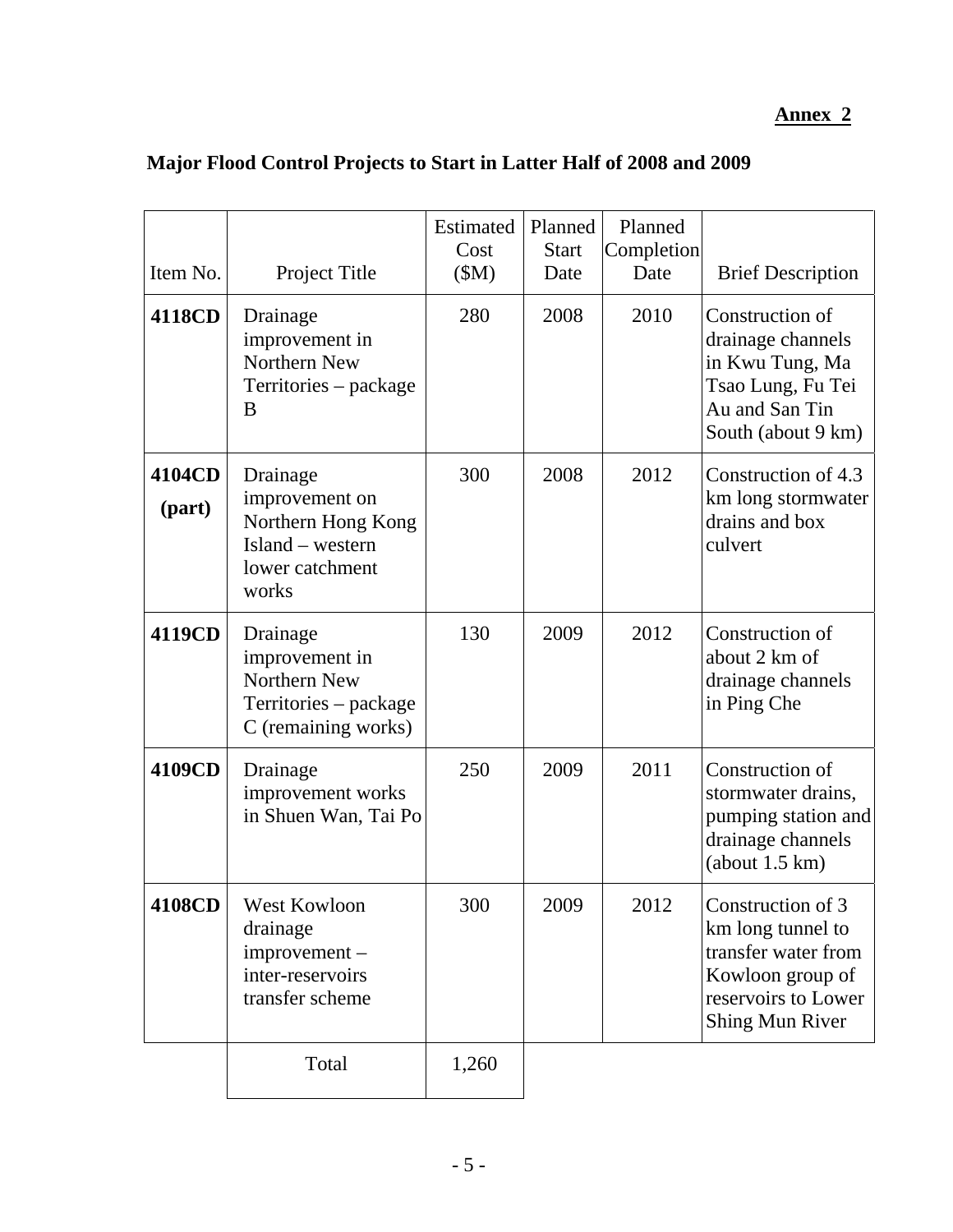**Annex 2**

**Major Flood Control Projects to Start in Latter Half of 2008 and 2009**

| Item No. | Project Title | Estimated Cost ($M) | Planned Start Date | Planned Completion Date | Brief Description |
|---|---|---|---|---|---|
| **4118CD** | Drainage improvement in Northern New Territories – package B | 280 | 2008 | 2010 | Construction of drainage channels in Kwu Tung, Ma Tsao Lung, Fu Tei Au and San Tin South (about 9 km) |
| **4104CD (part)** | Drainage improvement on Northern Hong Kong Island – western lower catchment works | 300 | 2008 | 2012 | Construction of 4.3 km long stormwater drains and box culvert |
| **4119CD** | Drainage improvement in Northern New Territories – package C (remaining works) | 130 | 2009 | 2012 | Construction of about 2 km of drainage channels in Ping Che |
| **4109CD** | Drainage improvement works in Shuen Wan, Tai Po | 250 | 2009 | 2011 | Construction of stormwater drains, pumping station and drainage channels (about 1.5 km) |
| **4108CD** | West Kowloon drainage improvement – inter-reservoirs transfer scheme | 300 | 2009 | 2012 | Construction of 3 km long tunnel to transfer water from Kowloon group of reservoirs to Lower Shing Mun River |
| | Total | 1,260 | | | |